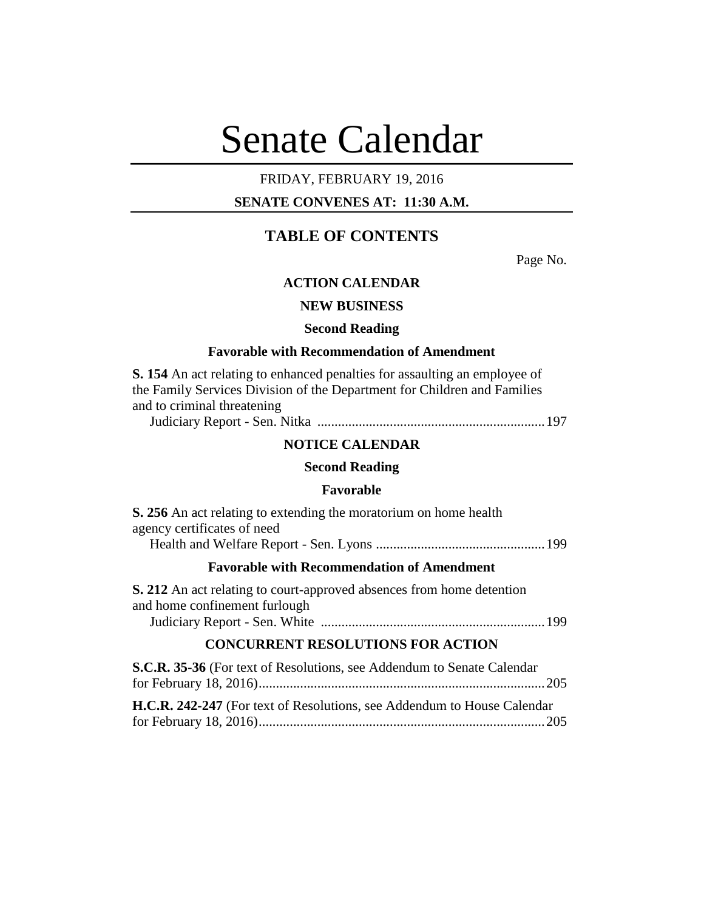# Senate Calendar

FRIDAY, FEBRUARY 19, 2016

**SENATE CONVENES AT: 11:30 A.M.**

## TABLE OF CONTENTS

Page No.

### ACTION CALENDAR

#### NEW BUSINESS

#### Second Reading

#### Favorable with Recommendation of Amendment

**S. 154** An act relating to enhanced penalties for assaulting an employee of the Family Services Division of the Department for Children and Families and to criminal threatening
Judiciary Report - Sen. Nitka .................................................................. 197

### NOTICE CALENDAR

#### Second Reading

#### Favorable

**S. 256** An act relating to extending the moratorium on home health agency certificates of need
Health and Welfare Report - Sen. Lyons ................................................. 199

#### Favorable with Recommendation of Amendment

**S. 212** An act relating to court-approved absences from home detention and home confinement furlough
Judiciary Report - Sen. White ................................................................. 199

### CONCURRENT RESOLUTIONS FOR ACTION

**S.C.R. 35-36** (For text of Resolutions, see Addendum to Senate Calendar for February 18, 2016).................................................................................. 205

**H.C.R. 242-247** (For text of Resolutions, see Addendum to House Calendar for February 18, 2016).................................................................................. 205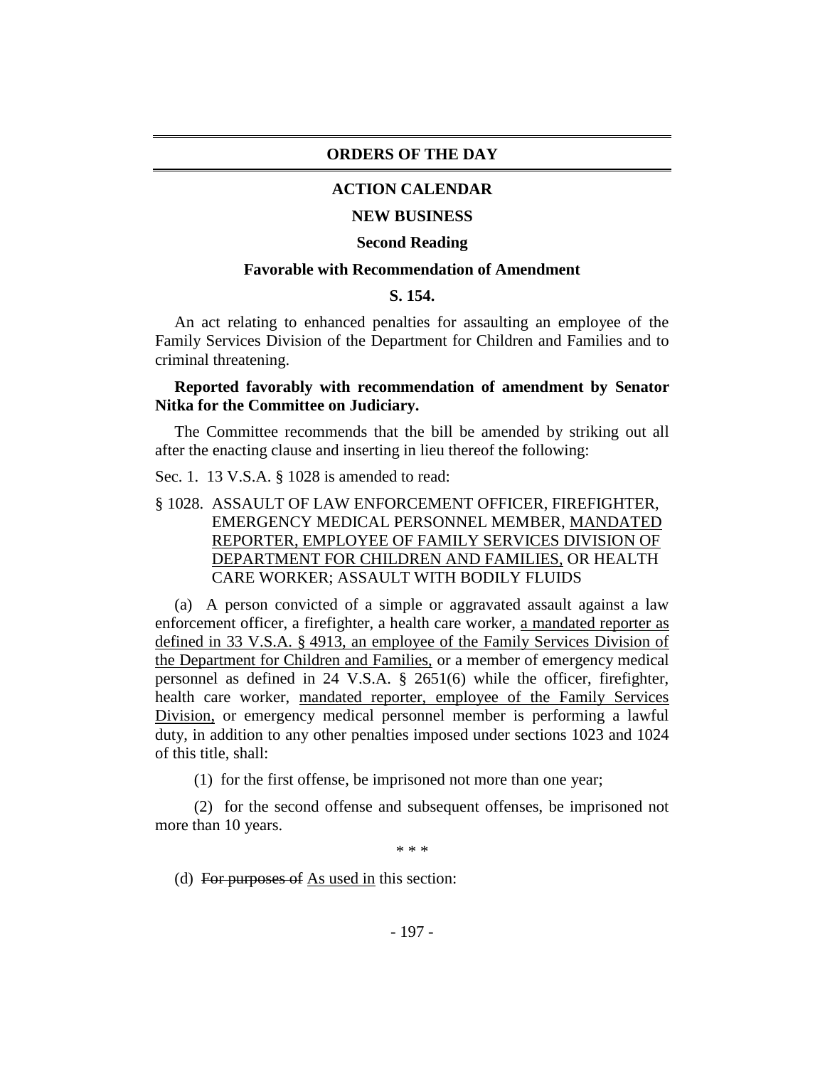# ORDERS OF THE DAY

## ACTION CALENDAR

### NEW BUSINESS

### Second Reading

### Favorable with Recommendation of Amendment

### S. 154.

An act relating to enhanced penalties for assaulting an employee of the Family Services Division of the Department for Children and Families and to criminal threatening.

**Reported favorably with recommendation of amendment by Senator Nitka for the Committee on Judiciary.**

The Committee recommends that the bill be amended by striking out all after the enacting clause and inserting in lieu thereof the following:

Sec. 1. 13 V.S.A. § 1028 is amended to read:

§ 1028. ASSAULT OF LAW ENFORCEMENT OFFICER, FIREFIGHTER, EMERGENCY MEDICAL PERSONNEL MEMBER, <u>MANDATED REPORTER, EMPLOYEE OF FAMILY SERVICES DIVISION OF DEPARTMENT FOR CHILDREN AND FAMILIES,</u> OR HEALTH CARE WORKER; ASSAULT WITH BODILY FLUIDS

(a) A person convicted of a simple or aggravated assault against a law enforcement officer, a firefighter, a health care worker, <u>a mandated reporter as defined in 33 V.S.A. § 4913, an employee of the Family Services Division of the Department for Children and Families,</u> or a member of emergency medical personnel as defined in 24 V.S.A. § 2651(6) while the officer, firefighter, health care worker, <u>mandated reporter, employee of the Family Services Division,</u> or emergency medical personnel member is performing a lawful duty, in addition to any other penalties imposed under sections 1023 and 1024 of this title, shall:

(1) for the first offense, be imprisoned not more than one year;

(2) for the second offense and subsequent offenses, be imprisoned not more than 10 years.

\* \* \*

(d) ~~For purposes of~~ <u>As used in</u> this section: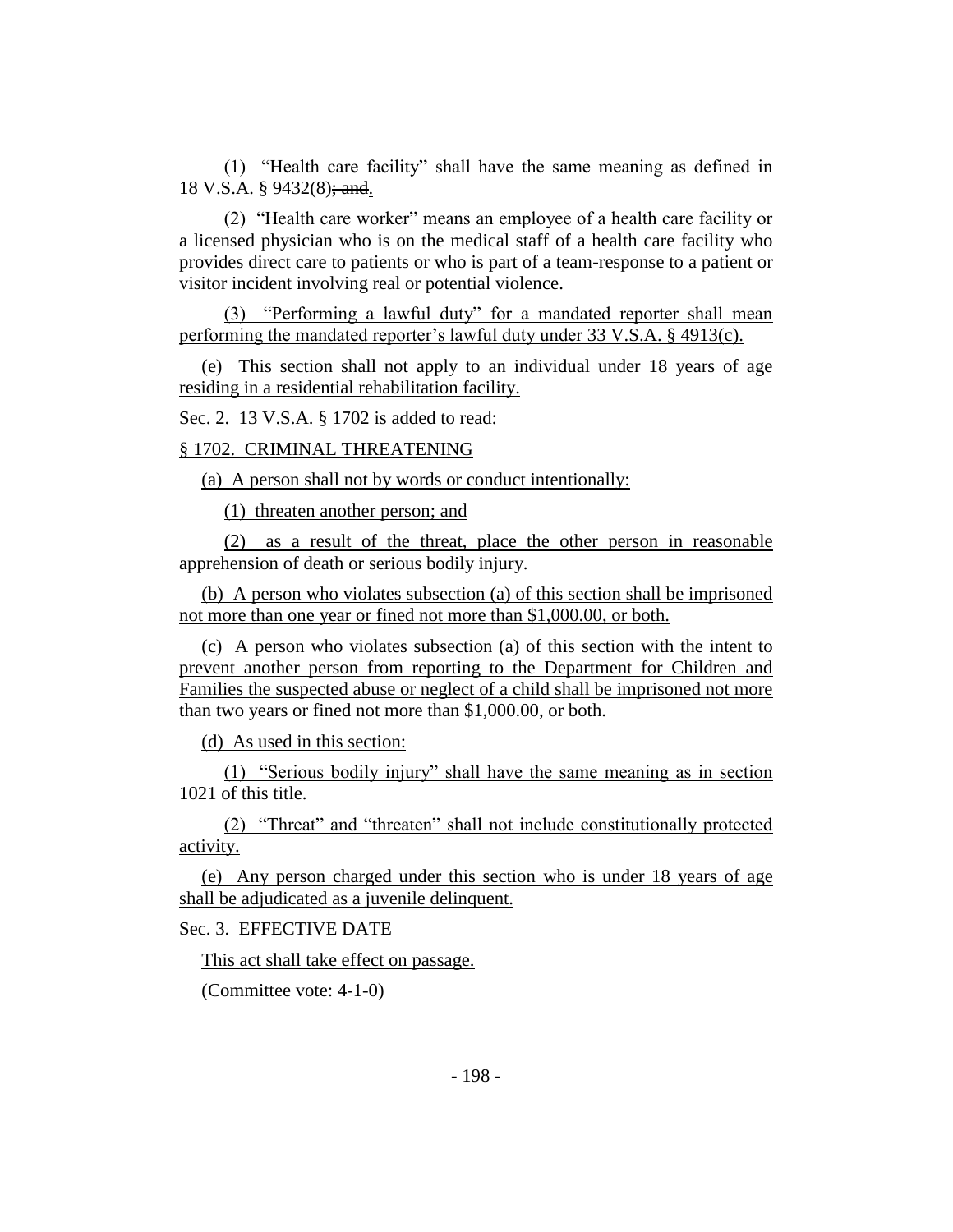(1) "Health care facility" shall have the same meaning as defined in 18 V.S.A. § 9432(8)~~; and~~.

(2) "Health care worker" means an employee of a health care facility or a licensed physician who is on the medical staff of a health care facility who provides direct care to patients or who is part of a team-response to a patient or visitor incident involving real or potential violence.

(3) "Performing a lawful duty" for a mandated reporter shall mean performing the mandated reporter's lawful duty under 33 V.S.A. § 4913(c).

(e) This section shall not apply to an individual under 18 years of age residing in a residential rehabilitation facility.

Sec. 2. 13 V.S.A. § 1702 is added to read:

§ 1702. CRIMINAL THREATENING

(a) A person shall not by words or conduct intentionally:

(1) threaten another person; and

(2) as a result of the threat, place the other person in reasonable apprehension of death or serious bodily injury.

(b) A person who violates subsection (a) of this section shall be imprisoned not more than one year or fined not more than $1,000.00, or both.

(c) A person who violates subsection (a) of this section with the intent to prevent another person from reporting to the Department for Children and Families the suspected abuse or neglect of a child shall be imprisoned not more than two years or fined not more than $1,000.00, or both.

(d) As used in this section:

(1) "Serious bodily injury" shall have the same meaning as in section 1021 of this title.

(2) "Threat" and "threaten" shall not include constitutionally protected activity.

(e) Any person charged under this section who is under 18 years of age shall be adjudicated as a juvenile delinquent.

Sec. 3. EFFECTIVE DATE

This act shall take effect on passage.

(Committee vote: 4-1-0)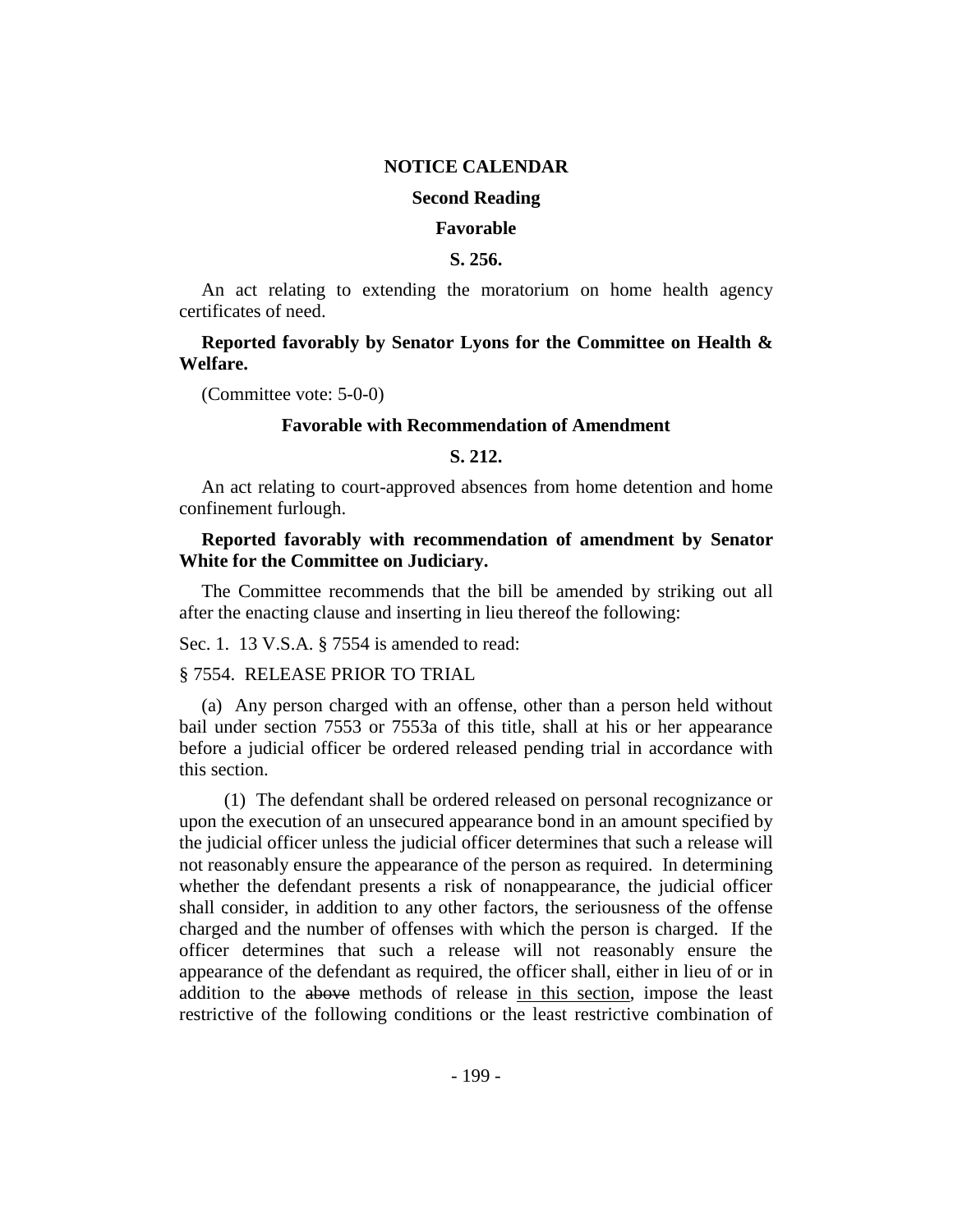## NOTICE CALENDAR

### Second Reading

### Favorable

### S. 256.

An act relating to extending the moratorium on home health agency certificates of need.

**Reported favorably by Senator Lyons for the Committee on Health & Welfare.**

(Committee vote: 5-0-0)

### Favorable with Recommendation of Amendment

### S. 212.

An act relating to court-approved absences from home detention and home confinement furlough.

**Reported favorably with recommendation of amendment by Senator White for the Committee on Judiciary.**

The Committee recommends that the bill be amended by striking out all after the enacting clause and inserting in lieu thereof the following:

Sec. 1. 13 V.S.A. § 7554 is amended to read:

§ 7554. RELEASE PRIOR TO TRIAL

(a) Any person charged with an offense, other than a person held without bail under section 7553 or 7553a of this title, shall at his or her appearance before a judicial officer be ordered released pending trial in accordance with this section.

(1) The defendant shall be ordered released on personal recognizance or upon the execution of an unsecured appearance bond in an amount specified by the judicial officer unless the judicial officer determines that such a release will not reasonably ensure the appearance of the person as required. In determining whether the defendant presents a risk of nonappearance, the judicial officer shall consider, in addition to any other factors, the seriousness of the offense charged and the number of offenses with which the person is charged. If the officer determines that such a release will not reasonably ensure the appearance of the defendant as required, the officer shall, either in lieu of or in addition to the ~~above~~ methods of release <u>in this section</u>, impose the least restrictive of the following conditions or the least restrictive combination of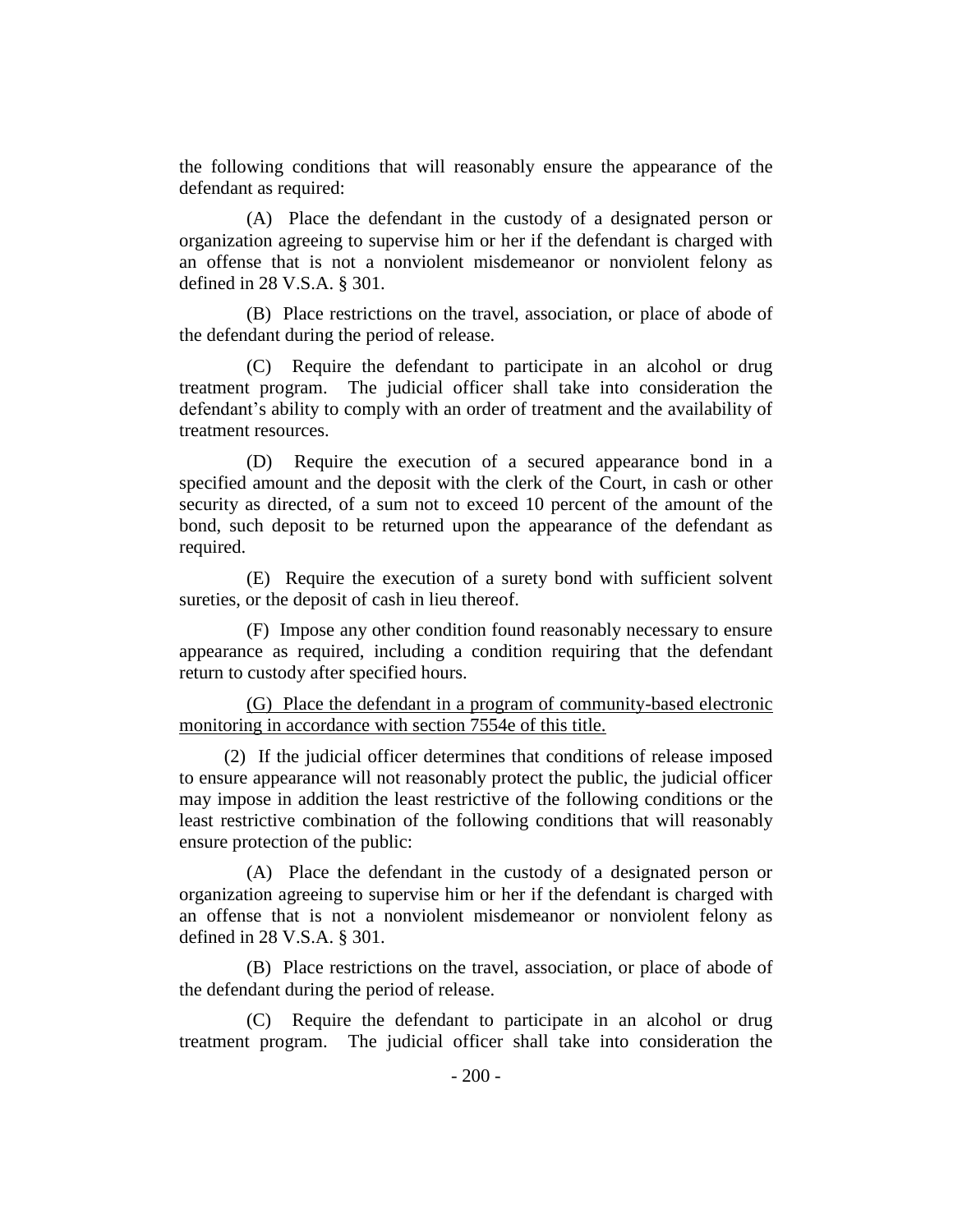the following conditions that will reasonably ensure the appearance of the defendant as required:

(A) Place the defendant in the custody of a designated person or organization agreeing to supervise him or her if the defendant is charged with an offense that is not a nonviolent misdemeanor or nonviolent felony as defined in 28 V.S.A. § 301.

(B) Place restrictions on the travel, association, or place of abode of the defendant during the period of release.

(C) Require the defendant to participate in an alcohol or drug treatment program. The judicial officer shall take into consideration the defendant's ability to comply with an order of treatment and the availability of treatment resources.

(D) Require the execution of a secured appearance bond in a specified amount and the deposit with the clerk of the Court, in cash or other security as directed, of a sum not to exceed 10 percent of the amount of the bond, such deposit to be returned upon the appearance of the defendant as required.

(E) Require the execution of a surety bond with sufficient solvent sureties, or the deposit of cash in lieu thereof.

(F) Impose any other condition found reasonably necessary to ensure appearance as required, including a condition requiring that the defendant return to custody after specified hours.

<u>(G) Place the defendant in a program of community-based electronic monitoring in accordance with section 7554e of this title.</u>

(2) If the judicial officer determines that conditions of release imposed to ensure appearance will not reasonably protect the public, the judicial officer may impose in addition the least restrictive of the following conditions or the least restrictive combination of the following conditions that will reasonably ensure protection of the public:

(A) Place the defendant in the custody of a designated person or organization agreeing to supervise him or her if the defendant is charged with an offense that is not a nonviolent misdemeanor or nonviolent felony as defined in 28 V.S.A. § 301.

(B) Place restrictions on the travel, association, or place of abode of the defendant during the period of release.

(C) Require the defendant to participate in an alcohol or drug treatment program. The judicial officer shall take into consideration the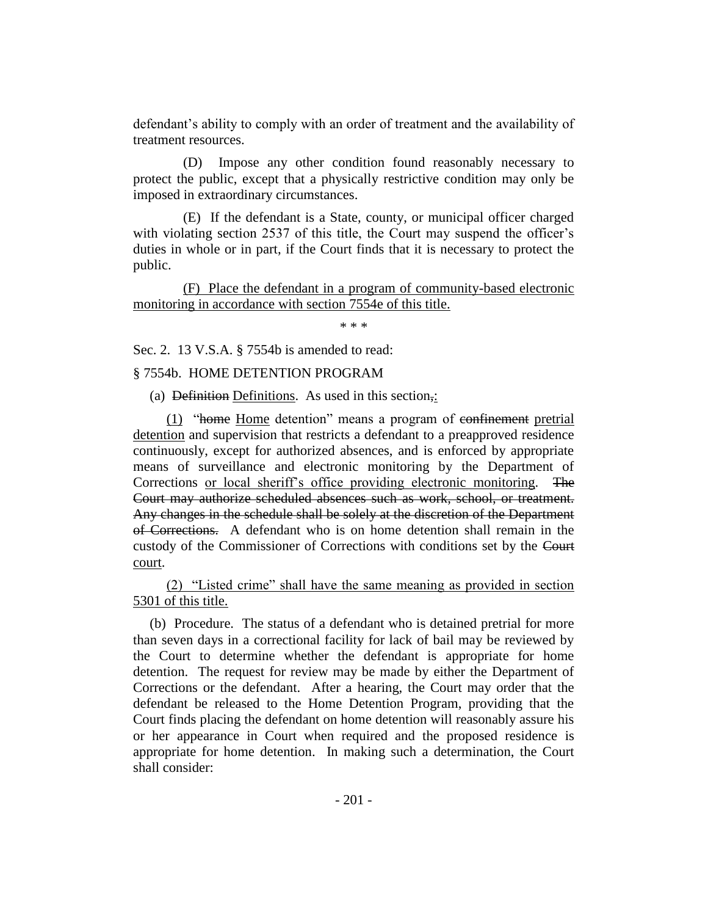defendant's ability to comply with an order of treatment and the availability of treatment resources.

(D) Impose any other condition found reasonably necessary to protect the public, except that a physically restrictive condition may only be imposed in extraordinary circumstances.

(E) If the defendant is a State, county, or municipal officer charged with violating section 2537 of this title, the Court may suspend the officer's duties in whole or in part, if the Court finds that it is necessary to protect the public.

<u>(F) Place the defendant in a program of community-based electronic monitoring in accordance with section 7554e of this title.</u>

\* \* \*

Sec. 2. 13 V.S.A. § 7554b is amended to read:

§ 7554b. HOME DETENTION PROGRAM

(a) ~~Definition~~ <u>Definitions</u>. As used in this section~~,~~<u>:</u>

<u>(1)</u> "~~home~~ <u>Home</u> detention" means a program of ~~confinement~~ <u>pretrial detention</u> and supervision that restricts a defendant to a preapproved residence continuously, except for authorized absences, and is enforced by appropriate means of surveillance and electronic monitoring by the Department of Corrections <u>or local sheriff's office providing electronic monitoring</u>. ~~The Court may authorize scheduled absences such as work, school, or treatment. Any changes in the schedule shall be solely at the discretion of the Department of Corrections.~~ A defendant who is on home detention shall remain in the custody of the Commissioner of Corrections with conditions set by the ~~Court~~ <u>court</u>.

<u>(2) "Listed crime" shall have the same meaning as provided in section 5301 of this title.</u>

(b) Procedure. The status of a defendant who is detained pretrial for more than seven days in a correctional facility for lack of bail may be reviewed by the Court to determine whether the defendant is appropriate for home detention. The request for review may be made by either the Department of Corrections or the defendant. After a hearing, the Court may order that the defendant be released to the Home Detention Program, providing that the Court finds placing the defendant on home detention will reasonably assure his or her appearance in Court when required and the proposed residence is appropriate for home detention. In making such a determination, the Court shall consider: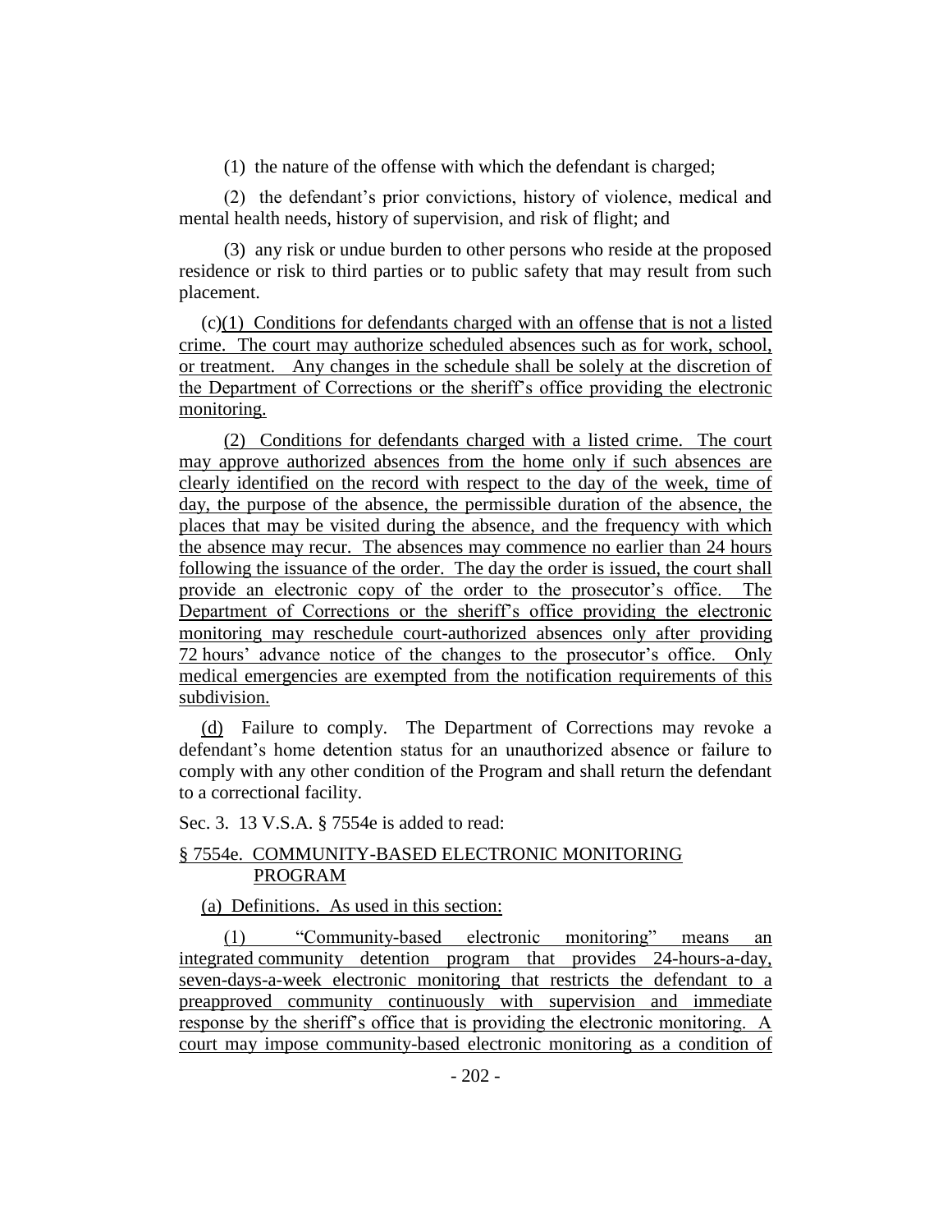(1) the nature of the offense with which the defendant is charged;

(2) the defendant's prior convictions, history of violence, medical and mental health needs, history of supervision, and risk of flight; and

(3) any risk or undue burden to other persons who reside at the proposed residence or risk to third parties or to public safety that may result from such placement.

(c)(1) Conditions for defendants charged with an offense that is not a listed crime. The court may authorize scheduled absences such as for work, school, or treatment. Any changes in the schedule shall be solely at the discretion of the Department of Corrections or the sheriff's office providing the electronic monitoring.

(2) Conditions for defendants charged with a listed crime. The court may approve authorized absences from the home only if such absences are clearly identified on the record with respect to the day of the week, time of day, the purpose of the absence, the permissible duration of the absence, the places that may be visited during the absence, and the frequency with which the absence may recur. The absences may commence no earlier than 24 hours following the issuance of the order. The day the order is issued, the court shall provide an electronic copy of the order to the prosecutor's office. The Department of Corrections or the sheriff's office providing the electronic monitoring may reschedule court-authorized absences only after providing 72 hours' advance notice of the changes to the prosecutor's office. Only medical emergencies are exempted from the notification requirements of this subdivision.

(d) Failure to comply. The Department of Corrections may revoke a defendant's home detention status for an unauthorized absence or failure to comply with any other condition of the Program and shall return the defendant to a correctional facility.

Sec. 3. 13 V.S.A. § 7554e is added to read:

§ 7554e. COMMUNITY-BASED ELECTRONIC MONITORING PROGRAM

(a) Definitions. As used in this section:

(1) "Community-based electronic monitoring" means an integrated community detention program that provides 24-hours-a-day, seven-days-a-week electronic monitoring that restricts the defendant to a preapproved community continuously with supervision and immediate response by the sheriff's office that is providing the electronic monitoring. A court may impose community-based electronic monitoring as a condition of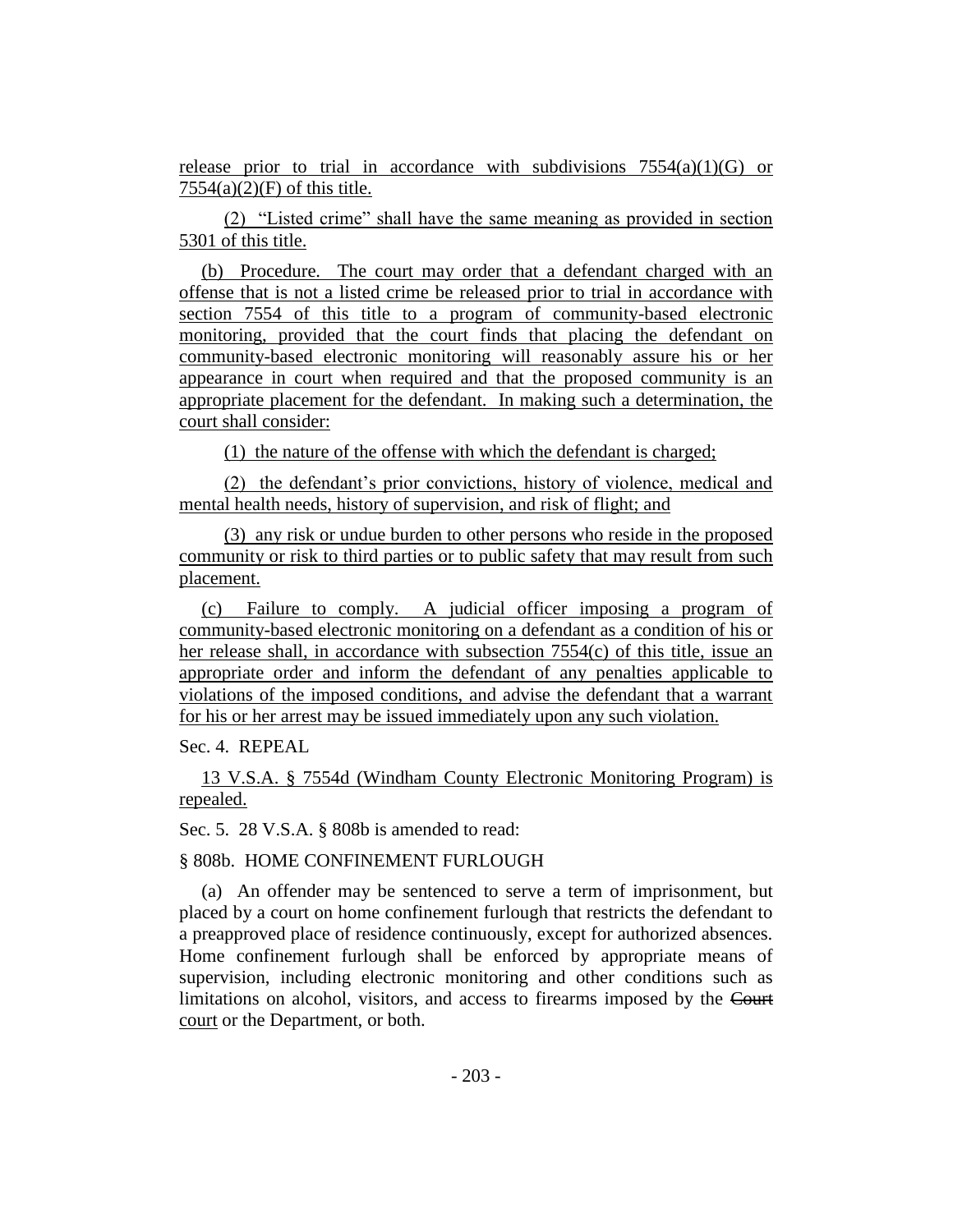release prior to trial in accordance with subdivisions 7554(a)(1)(G) or 7554(a)(2)(F) of this title.

(2) "Listed crime" shall have the same meaning as provided in section 5301 of this title.

(b) Procedure. The court may order that a defendant charged with an offense that is not a listed crime be released prior to trial in accordance with section 7554 of this title to a program of community-based electronic monitoring, provided that the court finds that placing the defendant on community-based electronic monitoring will reasonably assure his or her appearance in court when required and that the proposed community is an appropriate placement for the defendant. In making such a determination, the court shall consider:

(1) the nature of the offense with which the defendant is charged;

(2) the defendant's prior convictions, history of violence, medical and mental health needs, history of supervision, and risk of flight; and

(3) any risk or undue burden to other persons who reside in the proposed community or risk to third parties or to public safety that may result from such placement.

(c) Failure to comply. A judicial officer imposing a program of community-based electronic monitoring on a defendant as a condition of his or her release shall, in accordance with subsection 7554(c) of this title, issue an appropriate order and inform the defendant of any penalties applicable to violations of the imposed conditions, and advise the defendant that a warrant for his or her arrest may be issued immediately upon any such violation.

Sec. 4. REPEAL

13 V.S.A. § 7554d (Windham County Electronic Monitoring Program) is repealed.

Sec. 5. 28 V.S.A. § 808b is amended to read:

§ 808b. HOME CONFINEMENT FURLOUGH

(a) An offender may be sentenced to serve a term of imprisonment, but placed by a court on home confinement furlough that restricts the defendant to a preapproved place of residence continuously, except for authorized absences. Home confinement furlough shall be enforced by appropriate means of supervision, including electronic monitoring and other conditions such as limitations on alcohol, visitors, and access to firearms imposed by the ~~Court~~ court or the Department, or both.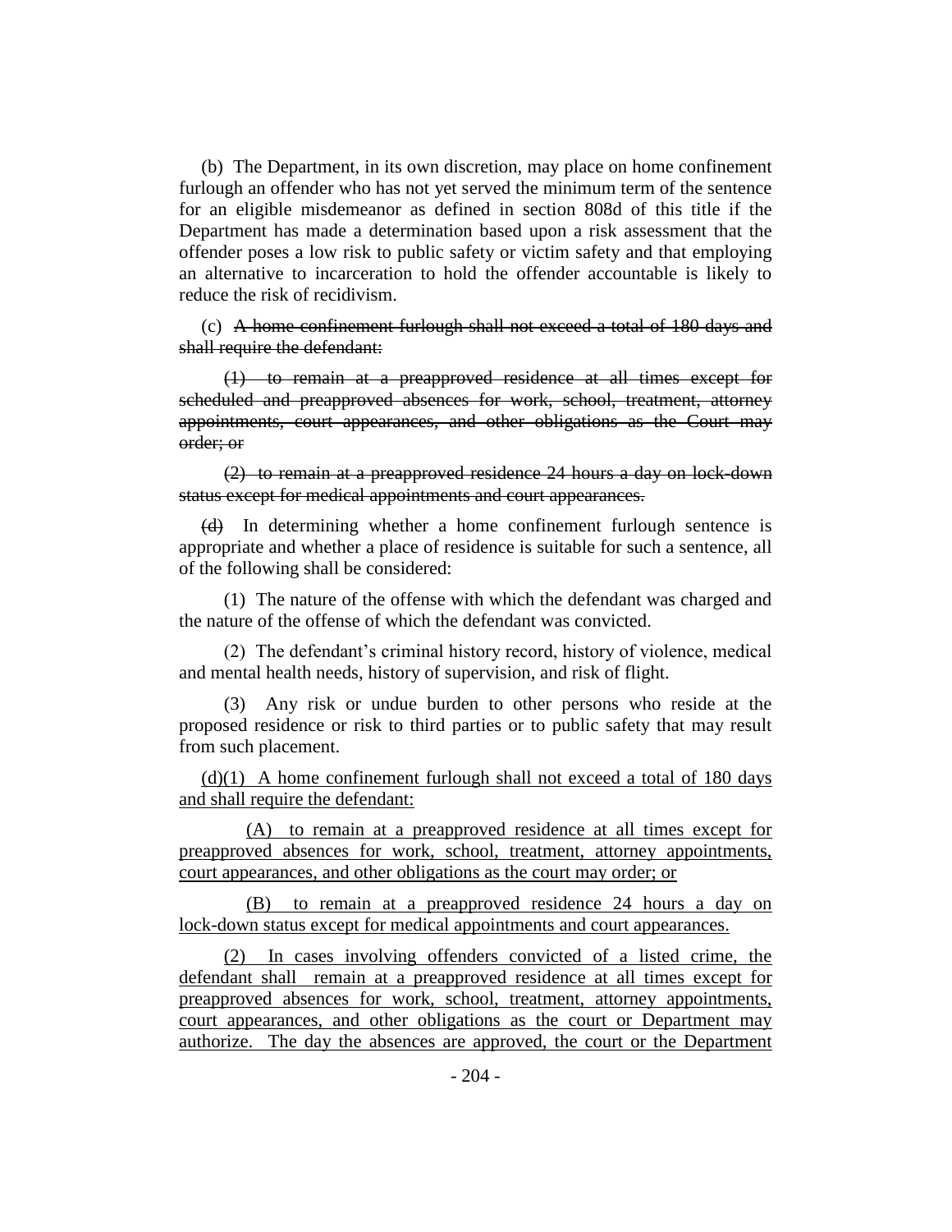(b) The Department, in its own discretion, may place on home confinement furlough an offender who has not yet served the minimum term of the sentence for an eligible misdemeanor as defined in section 808d of this title if the Department has made a determination based upon a risk assessment that the offender poses a low risk to public safety or victim safety and that employing an alternative to incarceration to hold the offender accountable is likely to reduce the risk of recidivism.

(c) ~~A home confinement furlough shall not exceed a total of 180 days and shall require the defendant:~~

~~(1) to remain at a preapproved residence at all times except for scheduled and preapproved absences for work, school, treatment, attorney appointments, court appearances, and other obligations as the Court may order; or~~

~~(2) to remain at a preapproved residence 24 hours a day on lock-down status except for medical appointments and court appearances.~~

~~(d)~~ In determining whether a home confinement furlough sentence is appropriate and whether a place of residence is suitable for such a sentence, all of the following shall be considered:

(1) The nature of the offense with which the defendant was charged and the nature of the offense of which the defendant was convicted.

(2) The defendant's criminal history record, history of violence, medical and mental health needs, history of supervision, and risk of flight.

(3) Any risk or undue burden to other persons who reside at the proposed residence or risk to third parties or to public safety that may result from such placement.

<u>(d)(1) A home confinement furlough shall not exceed a total of 180 days and shall require the defendant:</u>

<u>(A) to remain at a preapproved residence at all times except for preapproved absences for work, school, treatment, attorney appointments, court appearances, and other obligations as the court may order; or</u>

<u>(B) to remain at a preapproved residence 24 hours a day on lock-down status except for medical appointments and court appearances.</u>

<u>(2) In cases involving offenders convicted of a listed crime, the defendant shall remain at a preapproved residence at all times except for preapproved absences for work, school, treatment, attorney appointments, court appearances, and other obligations as the court or Department may authorize. The day the absences are approved, the court or the Department</u>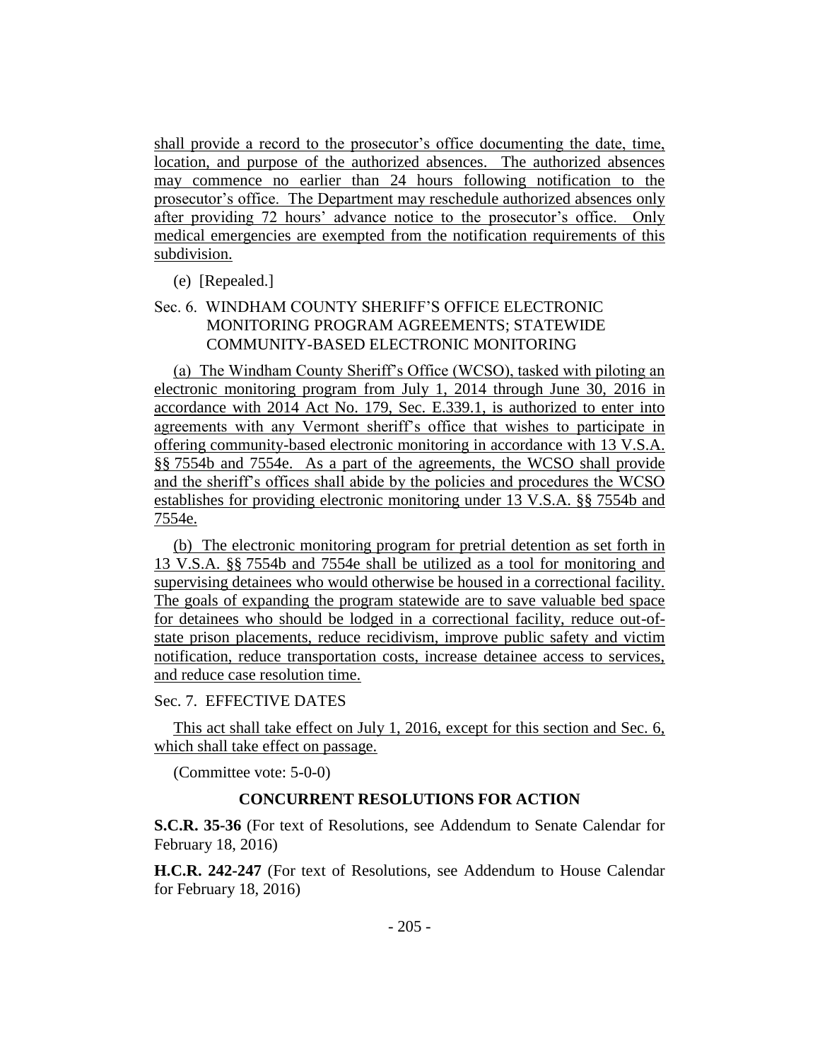shall provide a record to the prosecutor's office documenting the date, time, location, and purpose of the authorized absences. The authorized absences may commence no earlier than 24 hours following notification to the prosecutor's office. The Department may reschedule authorized absences only after providing 72 hours' advance notice to the prosecutor's office. Only medical emergencies are exempted from the notification requirements of this subdivision.

(e) [Repealed.]

Sec. 6. WINDHAM COUNTY SHERIFF'S OFFICE ELECTRONIC MONITORING PROGRAM AGREEMENTS; STATEWIDE COMMUNITY-BASED ELECTRONIC MONITORING

(a) The Windham County Sheriff's Office (WCSO), tasked with piloting an electronic monitoring program from July 1, 2014 through June 30, 2016 in accordance with 2014 Act No. 179, Sec. E.339.1, is authorized to enter into agreements with any Vermont sheriff's office that wishes to participate in offering community-based electronic monitoring in accordance with 13 V.S.A. §§ 7554b and 7554e. As a part of the agreements, the WCSO shall provide and the sheriff's offices shall abide by the policies and procedures the WCSO establishes for providing electronic monitoring under 13 V.S.A. §§ 7554b and 7554e.

(b) The electronic monitoring program for pretrial detention as set forth in 13 V.S.A. §§ 7554b and 7554e shall be utilized as a tool for monitoring and supervising detainees who would otherwise be housed in a correctional facility. The goals of expanding the program statewide are to save valuable bed space for detainees who should be lodged in a correctional facility, reduce out-of-state prison placements, reduce recidivism, improve public safety and victim notification, reduce transportation costs, increase detainee access to services, and reduce case resolution time.

Sec. 7. EFFECTIVE DATES

This act shall take effect on July 1, 2016, except for this section and Sec. 6, which shall take effect on passage.

(Committee vote: 5-0-0)

## CONCURRENT RESOLUTIONS FOR ACTION

**S.C.R. 35-36** (For text of Resolutions, see Addendum to Senate Calendar for February 18, 2016)

**H.C.R. 242-247** (For text of Resolutions, see Addendum to House Calendar for February 18, 2016)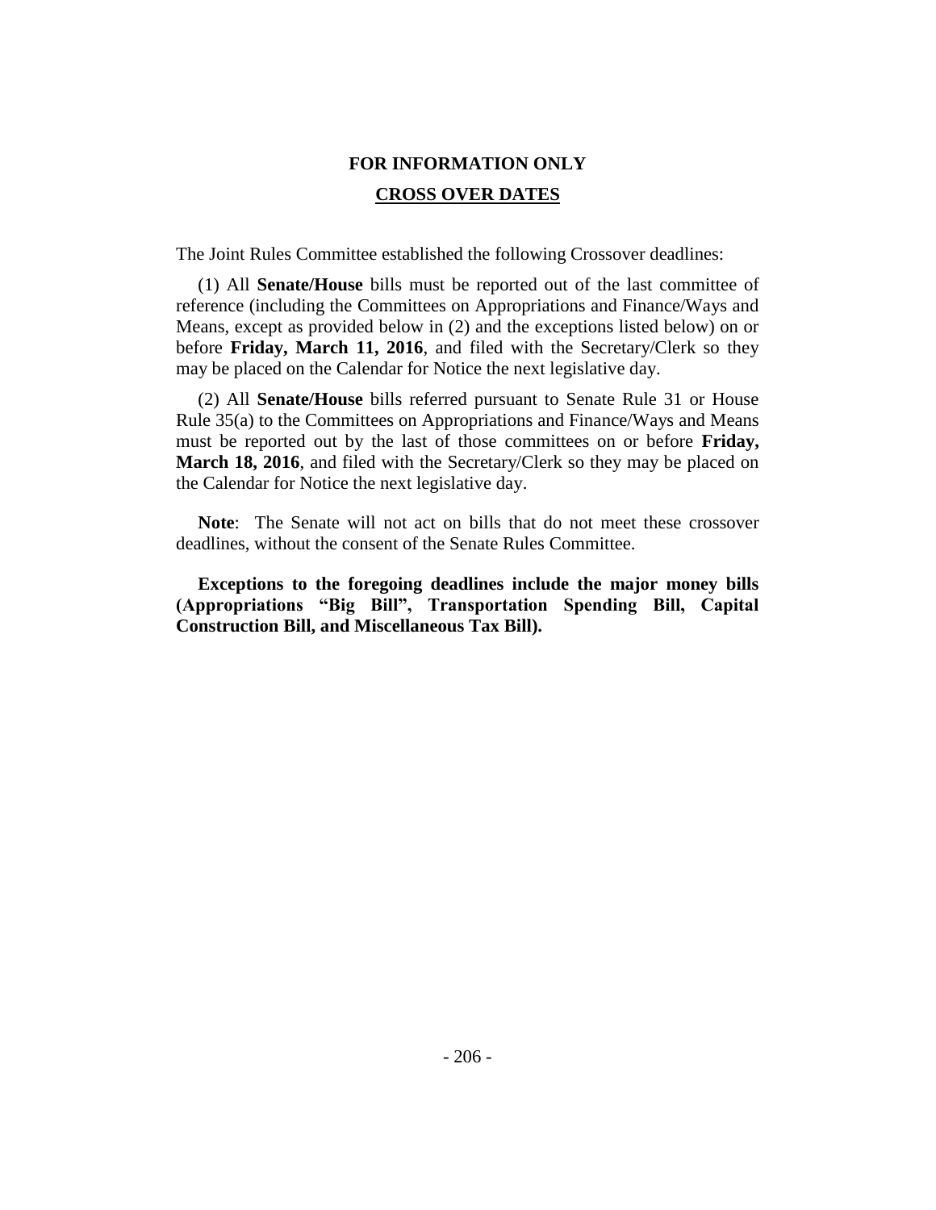# FOR INFORMATION ONLY

## CROSS OVER DATES

The Joint Rules Committee established the following Crossover deadlines:

(1) All **Senate/House** bills must be reported out of the last committee of reference (including the Committees on Appropriations and Finance/Ways and Means, except as provided below in (2) and the exceptions listed below) on or before **Friday, March 11, 2016**, and filed with the Secretary/Clerk so they may be placed on the Calendar for Notice the next legislative day.

(2) All **Senate/House** bills referred pursuant to Senate Rule 31 or House Rule 35(a) to the Committees on Appropriations and Finance/Ways and Means must be reported out by the last of those committees on or before **Friday, March 18, 2016**, and filed with the Secretary/Clerk so they may be placed on the Calendar for Notice the next legislative day.

**Note**: The Senate will not act on bills that do not meet these crossover deadlines, without the consent of the Senate Rules Committee.

**Exceptions to the foregoing deadlines include the major money bills (Appropriations "Big Bill", Transportation Spending Bill, Capital Construction Bill, and Miscellaneous Tax Bill).**